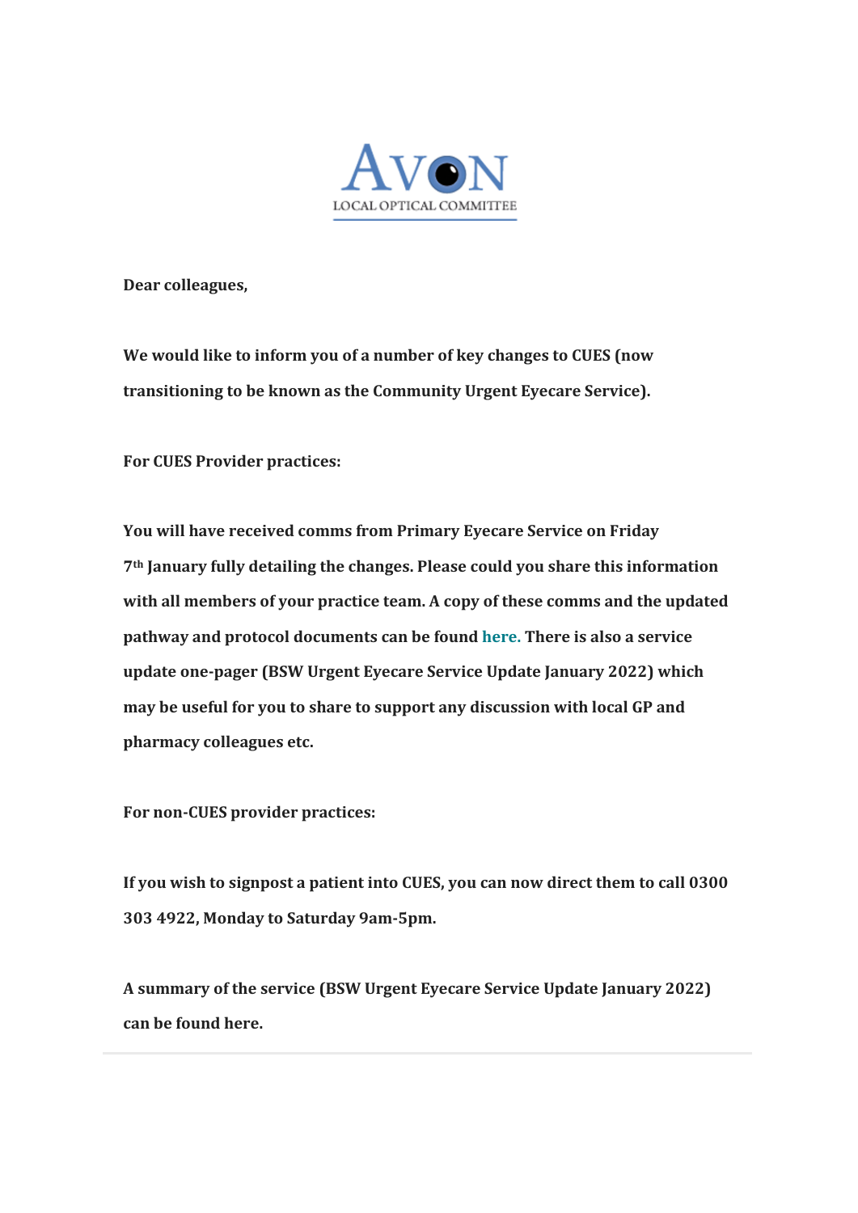AVON LOCAL OPTICAL COMMITTEE

**Dear colleagues,**

**We would like to inform you of a number of key changes to CUES (now transitioning to be known as the Community Urgent Eyecare Service).**

**For CUES Provider practices:**

**You will have received comms from Primary Eyecare Service on Friday 7th January fully detailing the changes. Please could you share this information with all members of your practice team. A copy of these comms and the updated pathway and protocol documents can be found here. There is also a service update one-pager (BSW Urgent Eyecare Service Update January 2022) which may be useful for you to share to support any discussion with local GP and pharmacy colleagues etc.**

**For non-CUES provider practices:**

**If you wish to signpost a patient into CUES, you can now direct them to call 0300 303 4922, Monday to Saturday 9am-5pm.**

**A summary of the service (BSW Urgent Eyecare Service Update January 2022) can be found here.**

---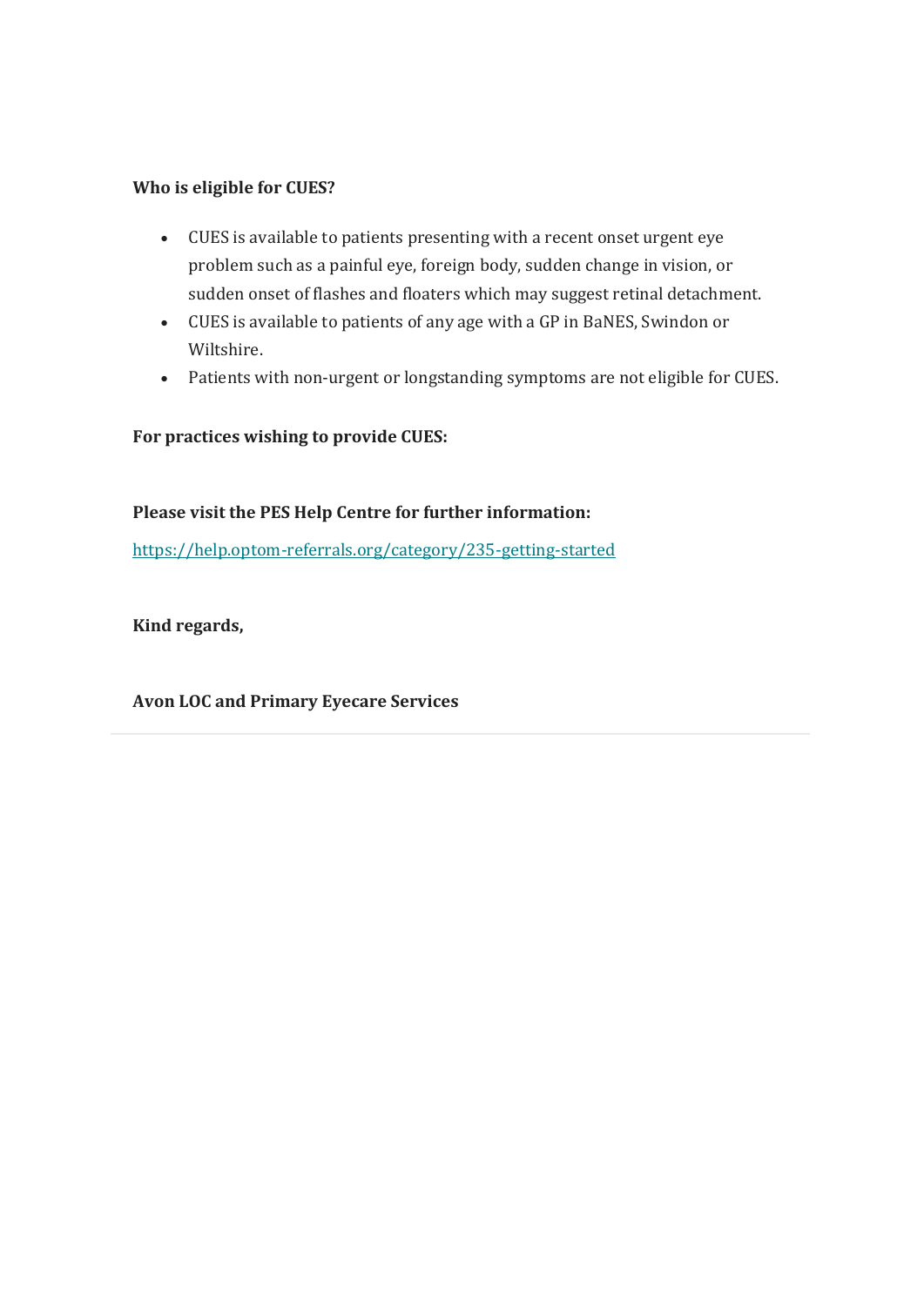**Who is eligible for CUES?**

- CUES is available to patients presenting with a recent onset urgent eye problem such as a painful eye, foreign body, sudden change in vision, or sudden onset of flashes and floaters which may suggest retinal detachment.
- CUES is available to patients of any age with a GP in BaNES, Swindon or Wiltshire.
- Patients with non-urgent or longstanding symptoms are not eligible for CUES.

**For practices wishing to provide CUES:**

**Please visit the PES Help Centre for further information:**

[https://help.optom-referrals.org/category/235-getting-started](https://help.optom-referrals.org/category/235-getting-started)

**Kind regards,**

**Avon LOC and Primary Eyecare Services**

---